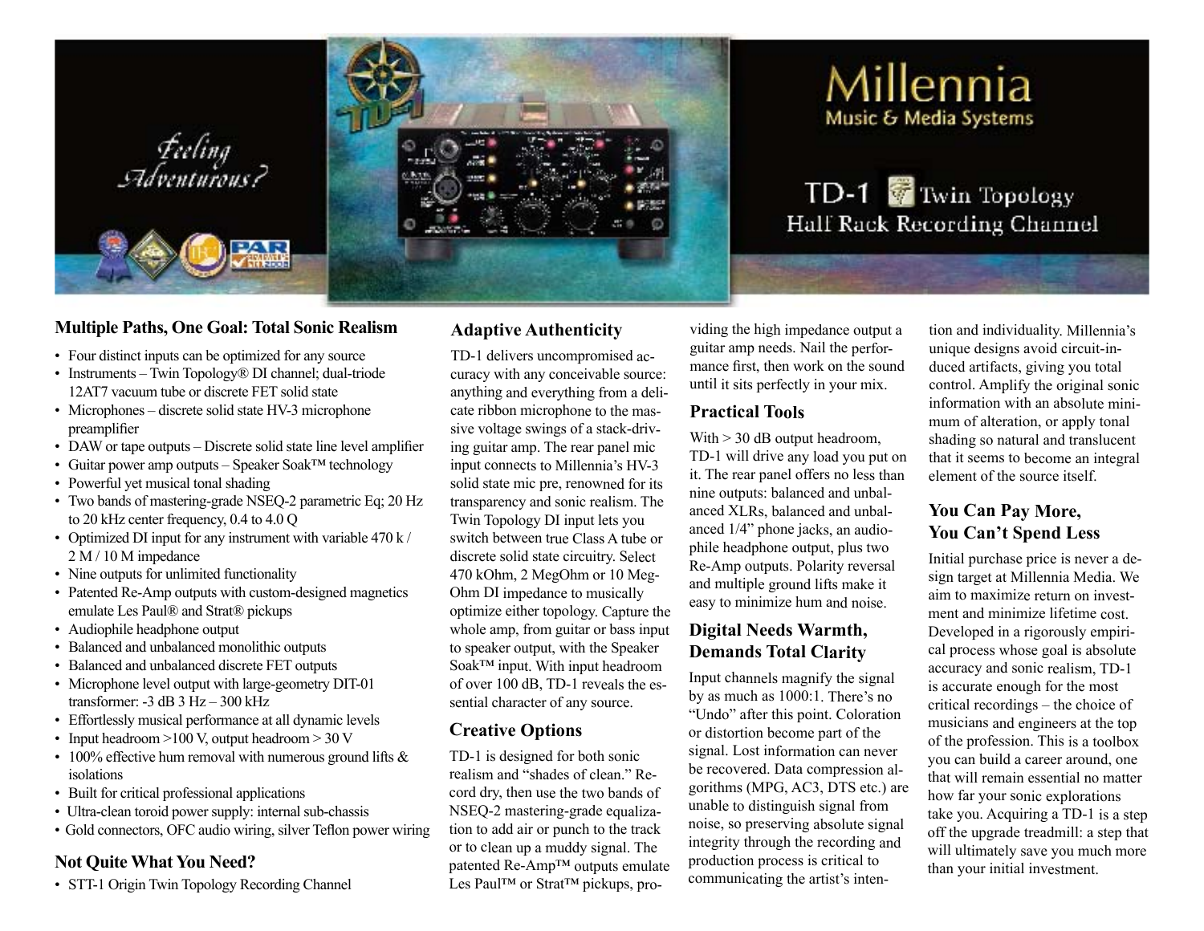*Feeling Adventurous?*

# Millennia
## Music & Media Systems

## TD-1 Twin Topology Half Rack Recording Channel

### Multiple Paths, One Goal: Total Sonic Realism

- Four distinct inputs can be optimized for any source
- Instruments – Twin Topology® DI channel; dual-triode 12AT7 vacuum tube or discrete FET solid state
- Microphones – discrete solid state HV-3 microphone preamplifier
- DAW or tape outputs – Discrete solid state line level amplifier
- Guitar power amp outputs – Speaker Soak™ technology
- Powerful yet musical tonal shading
- Two bands of mastering-grade NSEQ-2 parametric Eq; 20 Hz to 20 kHz center frequency, 0.4 to 4.0 Q
- Optimized DI input for any instrument with variable 470 k / 2 M / 10 M impedance
- Nine outputs for unlimited functionality
- Patented Re-Amp outputs with custom-designed magnetics emulate Les Paul® and Strat® pickups
- Audiophile headphone output
- Balanced and unbalanced monolithic outputs
- Balanced and unbalanced discrete FET outputs
- Microphone level output with large-geometry DIT-01 transformer: -3 dB 3 Hz – 300 kHz
- Effortlessly musical performance at all dynamic levels
- Input headroom >100 V, output headroom > 30 V
- 100% effective hum removal with numerous ground lifts & isolations
- Built for critical professional applications
- Ultra-clean toroid power supply: internal sub-chassis
- Gold connectors, OFC audio wiring, silver Teflon power wiring

### Not Quite What You Need?

- STT-1 Origin Twin Topology Recording Channel

### Adaptive Authenticity

TD-1 delivers uncompromised accuracy with any conceivable source: anything and everything from a delicate ribbon microphone to the massive voltage swings of a stack-driving guitar amp. The rear panel mic input connects to Millennia's HV-3 solid state mic pre, renowned for its transparency and sonic realism. The Twin Topology DI input lets you switch between true Class A tube or discrete solid state circuitry. Select 470 kOhm, 2 MegOhm or 10 MegOhm DI impedance to musically optimize either topology. Capture the whole amp, from guitar or bass input to speaker output, with the Speaker Soak™ input. With input headroom of over 100 dB, TD-1 reveals the essential character of any source.

### Creative Options

TD-1 is designed for both sonic realism and "shades of clean." Record dry, then use the two bands of NSEQ-2 mastering-grade equalization to add air or punch to the track or to clean up a muddy signal. The patented Re-Amp™ outputs emulate Les Paul™ or Strat™ pickups, providing the high impedance output a guitar amp needs. Nail the performance first, then work on the sound until it sits perfectly in your mix.

### Practical Tools

With > 30 dB output headroom, TD-1 will drive any load you put on it. The rear panel offers no less than nine outputs: balanced and unbalanced XLRs, balanced and unbalanced 1/4" phone jacks, an audiophile headphone output, plus two Re-Amp outputs. Polarity reversal and multiple ground lifts make it easy to minimize hum and noise.

### Digital Needs Warmth, Demands Total Clarity

Input channels magnify the signal by as much as 1000:1. There's no "Undo" after this point. Coloration or distortion become part of the signal. Lost information can never be recovered. Data compression algorithms (MPG, AC3, DTS etc.) are unable to distinguish signal from noise, so preserving absolute signal integrity through the recording and production process is critical to communicating the artist's intention and individuality. Millennia's unique designs avoid circuit-induced artifacts, giving you total control. Amplify the original sonic information with an absolute minimum of alteration, or apply tonal shading so natural and translucent that it seems to become an integral element of the source itself.

### You Can Pay More, You Can't Spend Less

Initial purchase price is never a design target at Millennia Media. We aim to maximize return on investment and minimize lifetime cost. Developed in a rigorously empirical process whose goal is absolute accuracy and sonic realism, TD-1 is accurate enough for the most critical recordings – the choice of musicians and engineers at the top of the profession. This is a toolbox you can build a career around, one that will remain essential no matter how far your sonic explorations take you. Acquiring a TD-1 is a step off the upgrade treadmill: a step that will ultimately save you much more than your initial investment.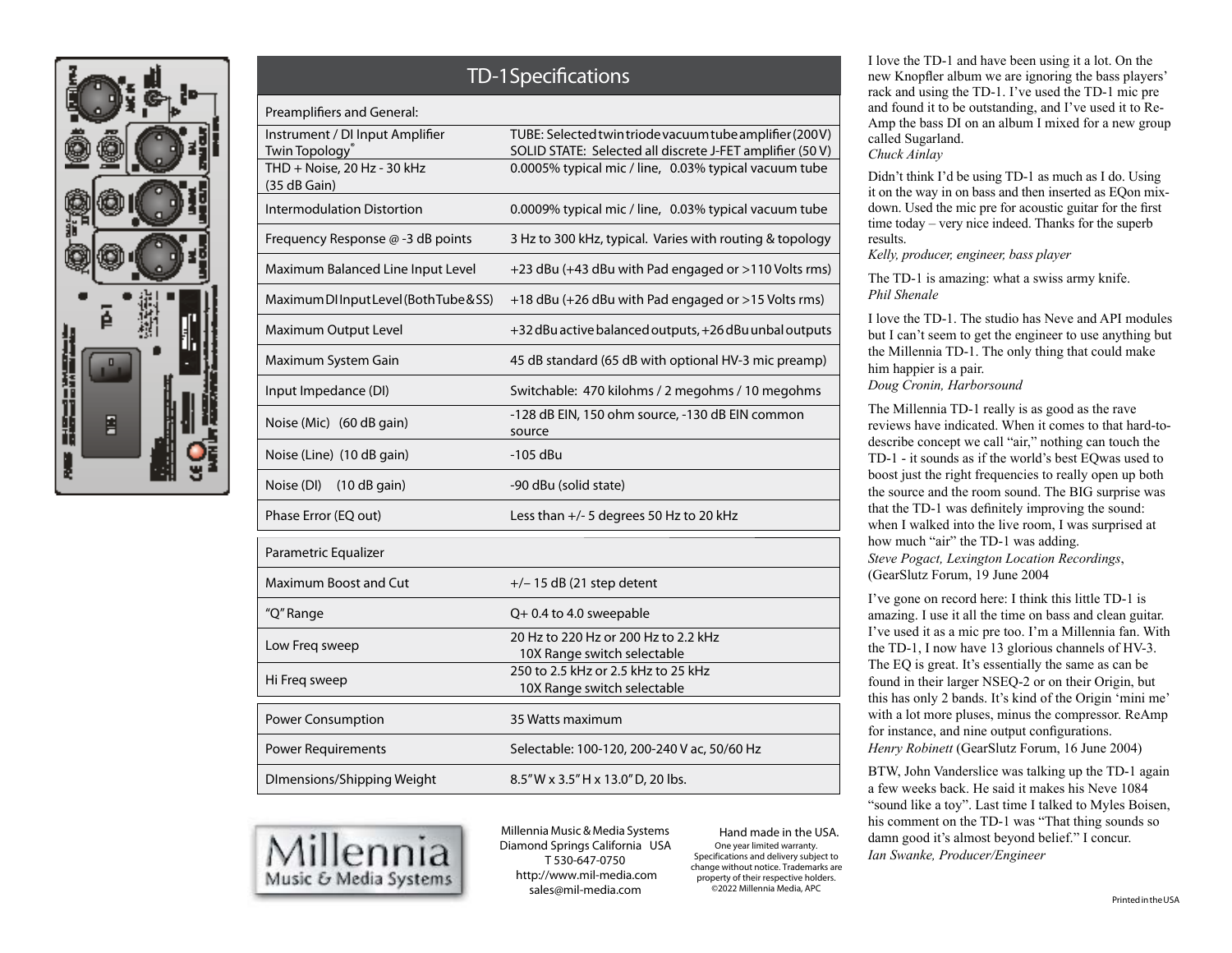## TD-1Specifications

| | |
|---|---|
| Preamplifiers and General: | |
| Instrument / DI Input Amplifier Twin Topology® | TUBE: Selected twin triode vacuum tube amplifier (200V) SOLID STATE: Selected all discrete J-FET amplifier (50 V) |
| THD + Noise, 20 Hz - 30 kHz (35 dB Gain) | 0.0005% typical mic / line, 0.03% typical vacuum tube |
| Intermodulation Distortion | 0.0009% typical mic / line, 0.03% typical vacuum tube |
| Frequency Response @ -3 dB points | 3 Hz to 300 kHz, typical. Varies with routing & topology |
| Maximum Balanced Line Input Level | +23 dBu (+43 dBu with Pad engaged or >110 Volts rms) |
| Maximum DI Input Level (Both Tube & SS) | +18 dBu (+26 dBu with Pad engaged or >15 Volts rms) |
| Maximum Output Level | +32 dBu active balanced outputs, +26 dBu unbal outputs |
| Maximum System Gain | 45 dB standard (65 dB with optional HV-3 mic preamp) |
| Input Impedance (DI) | Switchable: 470 kilohms / 2 megohms / 10 megohms |
| Noise (Mic) (60 dB gain) | -128 dB EIN, 150 ohm source, -130 dB EIN common source |
| Noise (Line) (10 dB gain) | -105 dBu |
| Noise (DI) (10 dB gain) | -90 dBu (solid state) |
| Phase Error (EQ out) | Less than +/- 5 degrees 50 Hz to 20 kHz |
| Parametric Equalizer | |
| Maximum Boost and Cut | +/– 15 dB (21 step detent |
| "Q" Range | Q+ 0.4 to 4.0 sweepable |
| Low Freq sweep | 20 Hz to 220 Hz or 200 Hz to 2.2 kHz 10X Range switch selectable |
| Hi Freq sweep | 250 to 2.5 kHz or 2.5 kHz to 25 kHz 10X Range switch selectable |
| Power Consumption | 35 Watts maximum |
| Power Requirements | Selectable: 100-120, 200-240 V ac, 50/60 Hz |
| DImensions/Shipping Weight | 8.5" W x 3.5" H x 13.0" D, 20 lbs. |

Millennia Music & Media Systems
Diamond Springs California USA
T 530-647-0750
http://www.mil-media.com
sales@mil-media.com

Hand made in the USA.
One year limited warranty.
Specifications and delivery subject to change without notice. Trademarks are property of their respective holders.
©2022 Millennia Media, APC

I love the TD-1 and have been using it a lot. On the new Knopfler album we are ignoring the bass players' rack and using the TD-1. I've used the TD-1 mic pre and found it to be outstanding, and I've used it to Re-Amp the bass DI on an album I mixed for a new group called Sugarland.
*Chuck Ainlay*

Didn't think I'd be using TD-1 as much as I do. Using it on the way in on bass and then inserted as EQon mix-down. Used the mic pre for acoustic guitar for the first time today – very nice indeed. Thanks for the superb results.
*Kelly, producer, engineer, bass player*

The TD-1 is amazing: what a swiss army knife.
*Phil Shenale*

I love the TD-1. The studio has Neve and API modules but I can't seem to get the engineer to use anything but the Millennia TD-1. The only thing that could make him happier is a pair.
*Doug Cronin, Harborsound*

The Millennia TD-1 really is as good as the rave reviews have indicated. When it comes to that hard-to-describe concept we call "air," nothing can touch the TD-1 - it sounds as if the world's best EQwas used to boost just the right frequencies to really open up both the source and the room sound. The BIG surprise was that the TD-1 was definitely improving the sound: when I walked into the live room, I was surprised at how much "air" the TD-1 was adding.
*Steve Pogact, Lexington Location Recordings*, (GearSlutz Forum, 19 June 2004

I've gone on record here: I think this little TD-1 is amazing. I use it all the time on bass and clean guitar. I've used it as a mic pre too. I'm a Millennia fan. With the TD-1, I now have 13 glorious channels of HV-3. The EQ is great. It's essentially the same as can be found in their larger NSEQ-2 or on their Origin, but this has only 2 bands. It's kind of the Origin 'mini me' with a lot more pluses, minus the compressor. ReAmp for instance, and nine output configurations.
*Henry Robinett* (GearSlutz Forum, 16 June 2004)

BTW, John Vanderslice was talking up the TD-1 again a few weeks back. He said it makes his Neve 1084 "sound like a toy". Last time I talked to Myles Boisen, his comment on the TD-1 was "That thing sounds so damn good it's almost beyond belief." I concur.
*Ian Swanke, Producer/Engineer*

Printed in the USA